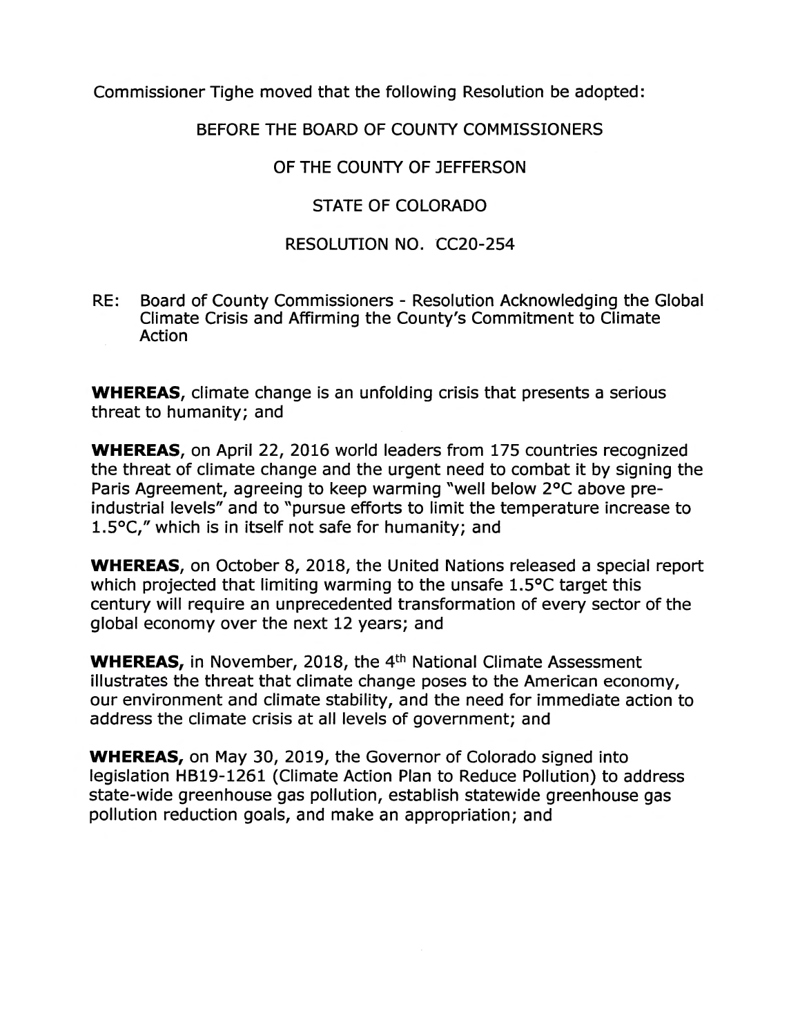Commissioner Tighe moved that the following Resolution be adopted:

BEFORE THE BOARD OF COUNTY COMMISSIONERS

OF THE COUNTY OF JEFFERSON

STATE OF COLORADO

RESOLUTION NO. CC20-254

RE: Board of County Commissioners - Resolution Acknowledging the Global Climate Crisis and Affirming the County's Commitment to Climate Action

**WHEREAS,** climate change is an unfolding crisis that presents a serious threat to humanity; and

**WHEREAS,** on April 22, 2016 world leaders from 175 countries recognized the threat of climate change and the urgent need to combat it by signing the Paris Agreement, agreeing to keep warming "well below 2°C above pre-industrial levels" and to "pursue efforts to limit the temperature increase to 1.5°C," which is in itself not safe for humanity; and

**WHEREAS,** on October 8, 2018, the United Nations released a special report which projected that limiting warming to the unsafe 1.5°C target this century will require an unprecedented transformation of every sector of the global economy over the next 12 years; and

**WHEREAS,** in November, 2018, the 4th National Climate Assessment illustrates the threat that climate change poses to the American economy, our environment and climate stability, and the need for immediate action to address the climate crisis at all levels of government; and

**WHEREAS,** on May 30, 2019, the Governor of Colorado signed into legislation HB19-1261 (Climate Action Plan to Reduce Pollution) to address state-wide greenhouse gas pollution, establish statewide greenhouse gas pollution reduction goals, and make an appropriation; and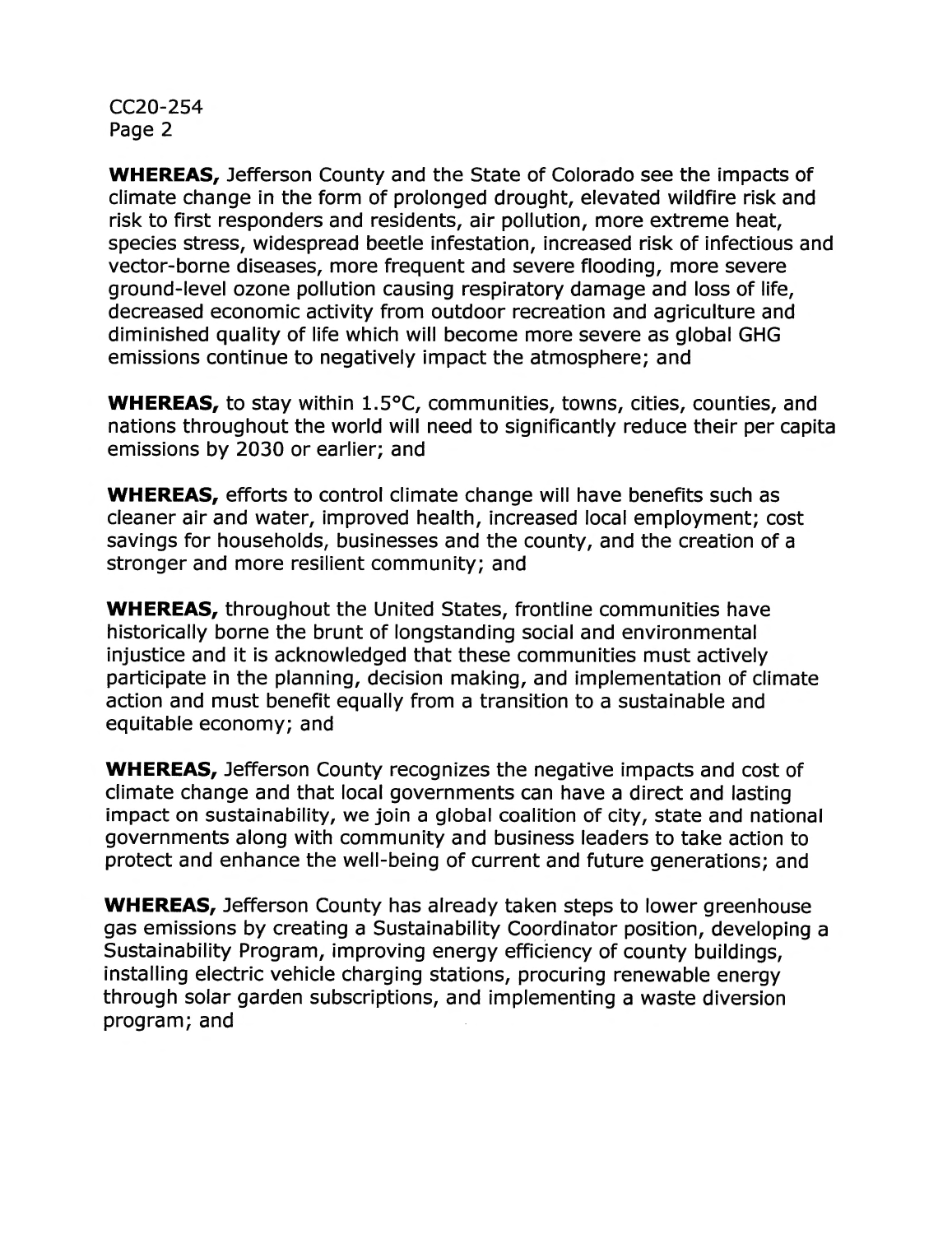**WHEREAS,** Jefferson County and the State of Colorado see the impacts of climate change in the form of prolonged drought, elevated wildfire risk and risk to first responders and residents, air pollution, more extreme heat, species stress, widespread beetle infestation, increased risk of infectious and vector-borne diseases, more frequent and severe flooding, more severe ground-level ozone pollution causing respiratory damage and loss of life, decreased economic activity from outdoor recreation and agriculture and diminished quality of life which will become more severe as global GHG emissions continue to negatively impact the atmosphere; and

**WHEREAS,** to stay within 1.5°C, communities, towns, cities, counties, and nations throughout the world will need to significantly reduce their per capita emissions by 2030 or earlier; and

**WHEREAS,** efforts to control climate change will have benefits such as cleaner air and water, improved health, increased local employment; cost savings for households, businesses and the county, and the creation of a stronger and more resilient community; and

**WHEREAS,** throughout the United States, frontline communities have historically borne the brunt of longstanding social and environmental injustice and it is acknowledged that these communities must actively participate in the planning, decision making, and implementation of climate action and must benefit equally from a transition to a sustainable and equitable economy; and

**WHEREAS,** Jefferson County recognizes the negative impacts and cost of climate change and that local governments can have a direct and lasting impact on sustainability, we join a global coalition of city, state and national governments along with community and business leaders to take action to protect and enhance the well-being of current and future generations; and

**WHEREAS,** Jefferson County has already taken steps to lower greenhouse gas emissions by creating a Sustainability Coordinator position, developing a Sustainability Program, improving energy efficiency of county buildings, installing electric vehicle charging stations, procuring renewable energy through solar garden subscriptions, and implementing a waste diversion program; and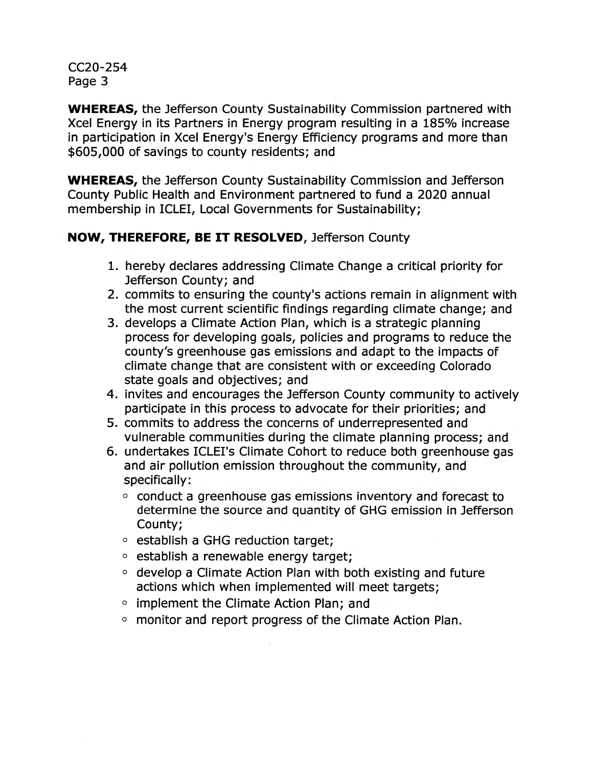**WHEREAS,** the Jefferson County Sustainability Commission partnered with Xcel Energy in its Partners in Energy program resulting in a 185% increase in participation in Xcel Energy's Energy Efficiency programs and more than $605,000 of savings to county residents; and

**WHEREAS,** the Jefferson County Sustainability Commission and Jefferson County Public Health and Environment partnered to fund a 2020 annual membership in ICLEI, Local Governments for Sustainability;

**NOW, THEREFORE, BE IT RESOLVED**, Jefferson County

1. hereby declares addressing Climate Change a critical priority for Jefferson County; and
2. commits to ensuring the county's actions remain in alignment with the most current scientific findings regarding climate change; and
3. develops a Climate Action Plan, which is a strategic planning process for developing goals, policies and programs to reduce the county's greenhouse gas emissions and adapt to the impacts of climate change that are consistent with or exceeding Colorado state goals and objectives; and
4. invites and encourages the Jefferson County community to actively participate in this process to advocate for their priorities; and
5. commits to address the concerns of underrepresented and vulnerable communities during the climate planning process; and
6. undertakes ICLEI's Climate Cohort to reduce both greenhouse gas and air pollution emission throughout the community, and specifically:
   - conduct a greenhouse gas emissions inventory and forecast to determine the source and quantity of GHG emission in Jefferson County;
   - establish a GHG reduction target;
   - establish a renewable energy target;
   - develop a Climate Action Plan with both existing and future actions which when implemented will meet targets;
   - implement the Climate Action Plan; and
   - monitor and report progress of the Climate Action Plan.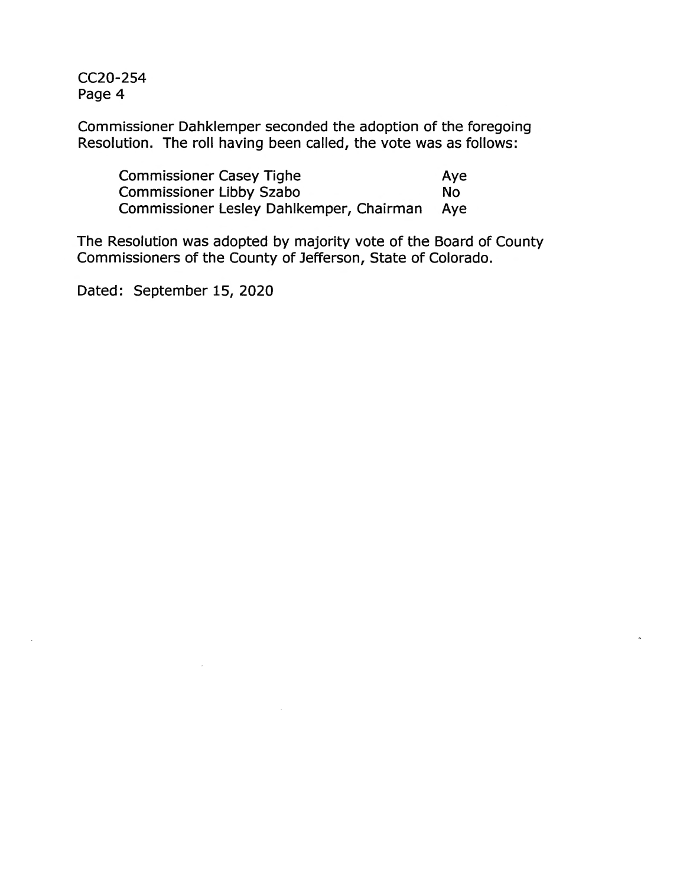Commissioner Dahklemper seconded the adoption of the foregoing Resolution. The roll having been called, the vote was as follows:

| | |
|---|---|
| Commissioner Casey Tighe | Aye |
| Commissioner Libby Szabo | No |
| Commissioner Lesley Dahlkemper, Chairman | Aye |

The Resolution was adopted by majority vote of the Board of County Commissioners of the County of Jefferson, State of Colorado.

Dated: September 15, 2020